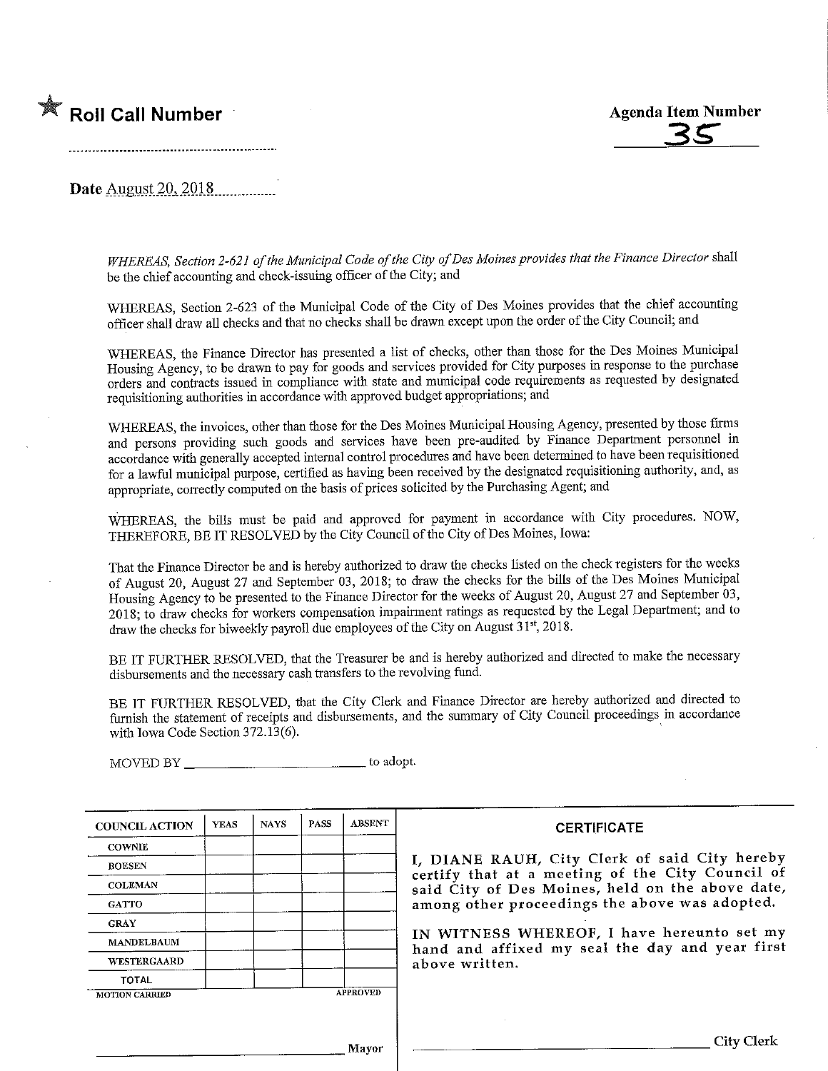★ **Roll Call Number**

**Agenda Item Number**
35

**Date** August 20, 2018

*WHEREAS, Section 2-621 of the Municipal Code of the City of Des Moines provides that the Finance Director* shall be the chief accounting and check-issuing officer of the City; and

WHEREAS, Section 2-623 of the Municipal Code of the City of Des Moines provides that the chief accounting officer shall draw all checks and that no checks shall be drawn except upon the order of the City Council; and

WHEREAS, the Finance Director has presented a list of checks, other than those for the Des Moines Municipal Housing Agency, to be drawn to pay for goods and services provided for City purposes in response to the purchase orders and contracts issued in compliance with state and municipal code requirements as requested by designated requisitioning authorities in accordance with approved budget appropriations; and

WHEREAS, the invoices, other than those for the Des Moines Municipal Housing Agency, presented by those firms and persons providing such goods and services have been pre-audited by Finance Department personnel in accordance with generally accepted internal control procedures and have been determined to have been requisitioned for a lawful municipal purpose, certified as having been received by the designated requisitioning authority, and, as appropriate, correctly computed on the basis of prices solicited by the Purchasing Agent; and

WHEREAS, the bills must be paid and approved for payment in accordance with City procedures. NOW, THEREFORE, BE IT RESOLVED by the City Council of the City of Des Moines, Iowa:

That the Finance Director be and is hereby authorized to draw the checks listed on the check registers for the weeks of August 20, August 27 and September 03, 2018; to draw the checks for the bills of the Des Moines Municipal Housing Agency to be presented to the Finance Director for the weeks of August 20, August 27 and September 03, 2018; to draw checks for workers compensation impairment ratings as requested by the Legal Department; and to draw the checks for biweekly payroll due employees of the City on August 31st, 2018.

BE IT FURTHER RESOLVED, that the Treasurer be and is hereby authorized and directed to make the necessary disbursements and the necessary cash transfers to the revolving fund.

BE IT FURTHER RESOLVED, that the City Clerk and Finance Director are hereby authorized and directed to furnish the statement of receipts and disbursements, and the summary of City Council proceedings in accordance with Iowa Code Section 372.13(6).

MOVED BY ______________________ to adopt.

| COUNCIL ACTION | YEAS | NAYS | PASS | ABSENT |
|---|---|---|---|---|
| COWNIE | | | | |
| BOESEN | | | | |
| COLEMAN | | | | |
| GATTO | | | | |
| GRAY | | | | |
| MANDELBAUM | | | | |
| WESTERGAARD | | | | |
| TOTAL | | | | |
| MOTION CARRIED | | | | APPROVED |

______________________ Mayor

**CERTIFICATE**

I, DIANE RAUH, City Clerk of said City hereby certify that at a meeting of the City Council of said City of Des Moines, held on the above date, among other proceedings the above was adopted.

IN WITNESS WHEREOF, I have hereunto set my hand and affixed my seal the day and year first above written.

______________________ City Clerk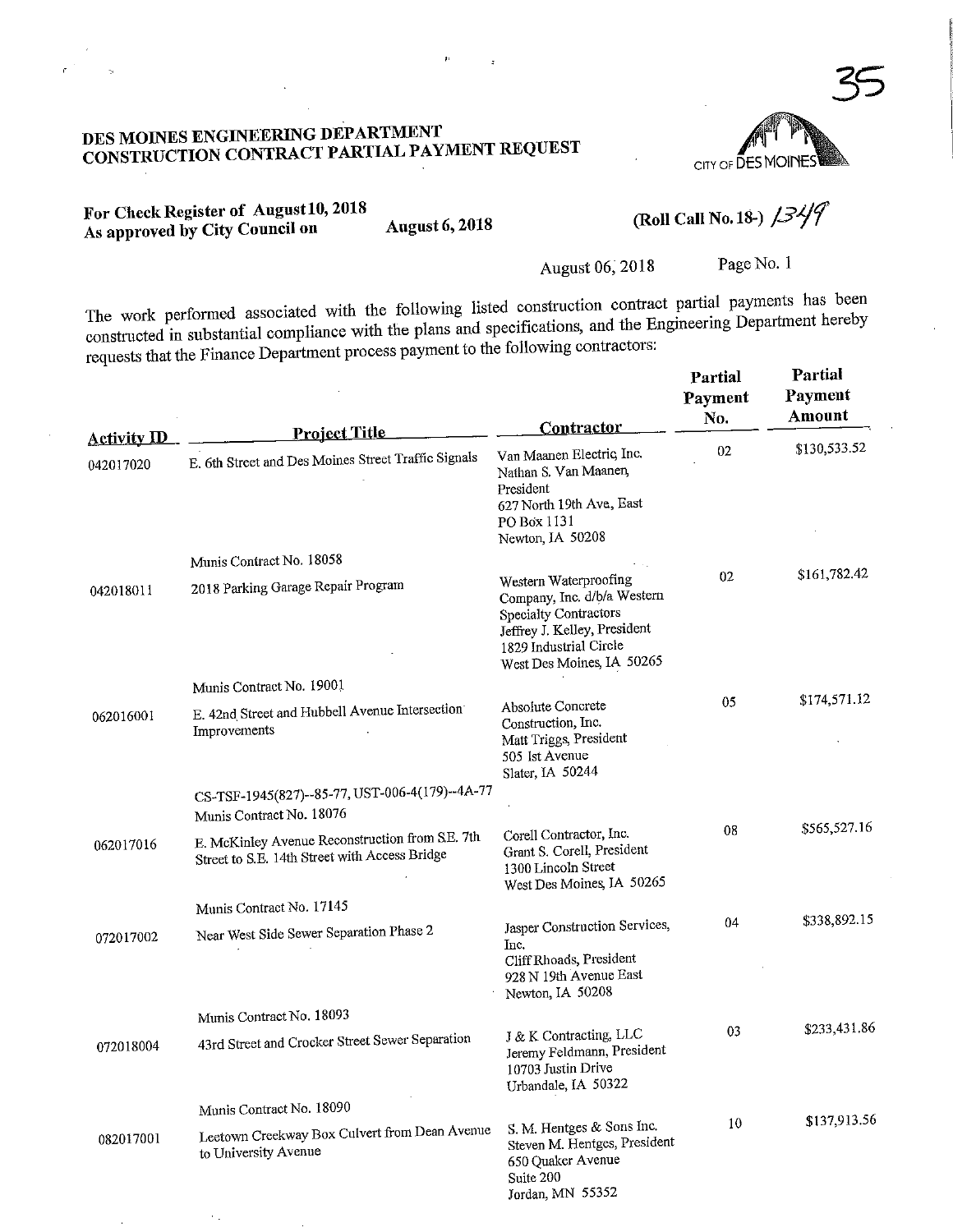35

# DES MOINES ENGINEERING DEPARTMENT
# CONSTRUCTION CONTRACT PARTIAL PAYMENT REQUEST

CITY OF DES MOINES

**For Check Register of August 10, 2018**
**As approved by City Council on August 6, 2018**

**(Roll Call No. 18-) 1349**

August 06, 2018 Page No. 1

The work performed associated with the following listed construction contract partial payments has been constructed in substantial compliance with the plans and specifications, and the Engineering Department hereby requests that the Finance Department process payment to the following contractors:

| Activity ID | Project Title | Contractor | Partial Payment No. | Partial Payment Amount |
|---|---|---|---|---|
| 042017020 | E. 6th Street and Des Moines Street Traffic Signals<br><br>Munis Contract No. 18058 | Van Maanen Electric, Inc.<br>Nathan S. Van Maanen, President<br>627 North 19th Ave, East<br>PO Box 1131<br>Newton, IA 50208 | 02 | $130,533.52 |
| 042018011 | 2018 Parking Garage Repair Program<br><br>Munis Contract No. 19001 | Western Waterproofing Company, Inc. d/b/a Western Specialty Contractors<br>Jeffrey J. Kelley, President<br>1829 Industrial Circle<br>West Des Moines, IA 50265 | 02 | $161,782.42 |
| 062016001 | E. 42nd Street and Hubbell Avenue Intersection Improvements<br><br>CS-TSF-1945(827)--85-77, UST-006-4(179)--4A-77<br>Munis Contract No. 18076 | Absolute Concrete Construction, Inc.<br>Matt Triggs, President<br>505 1st Avenue<br>Slater, IA 50244 | 05 | $174,571.12 |
| 062017016 | E. McKinley Avenue Reconstruction from S.E. 7th Street to S.E. 14th Street with Access Bridge<br><br>Munis Contract No. 17145 | Corell Contractor, Inc.<br>Grant S. Corell, President<br>1300 Lincoln Street<br>West Des Moines, IA 50265 | 08 | $565,527.16 |
| 072017002 | Near West Side Sewer Separation Phase 2<br><br>Munis Contract No. 18093 | Jasper Construction Services, Inc.<br>Cliff Rhoads, President<br>928 N 19th Avenue East<br>Newton, IA 50208 | 04 | $338,892.15 |
| 072018004 | 43rd Street and Crocker Street Sewer Separation<br><br>Munis Contract No. 18090 | J & K Contracting, LLC<br>Jeremy Feldmann, President<br>10703 Justin Drive<br>Urbandale, IA 50322 | 03 | $233,431.86 |
| 082017001 | Leetown Creekway Box Culvert from Dean Avenue to University Avenue | S. M. Hentges & Sons Inc.<br>Steven M. Hentges, President<br>650 Quaker Avenue<br>Suite 200<br>Jordan, MN 55352 | 10 | $137,913.56 |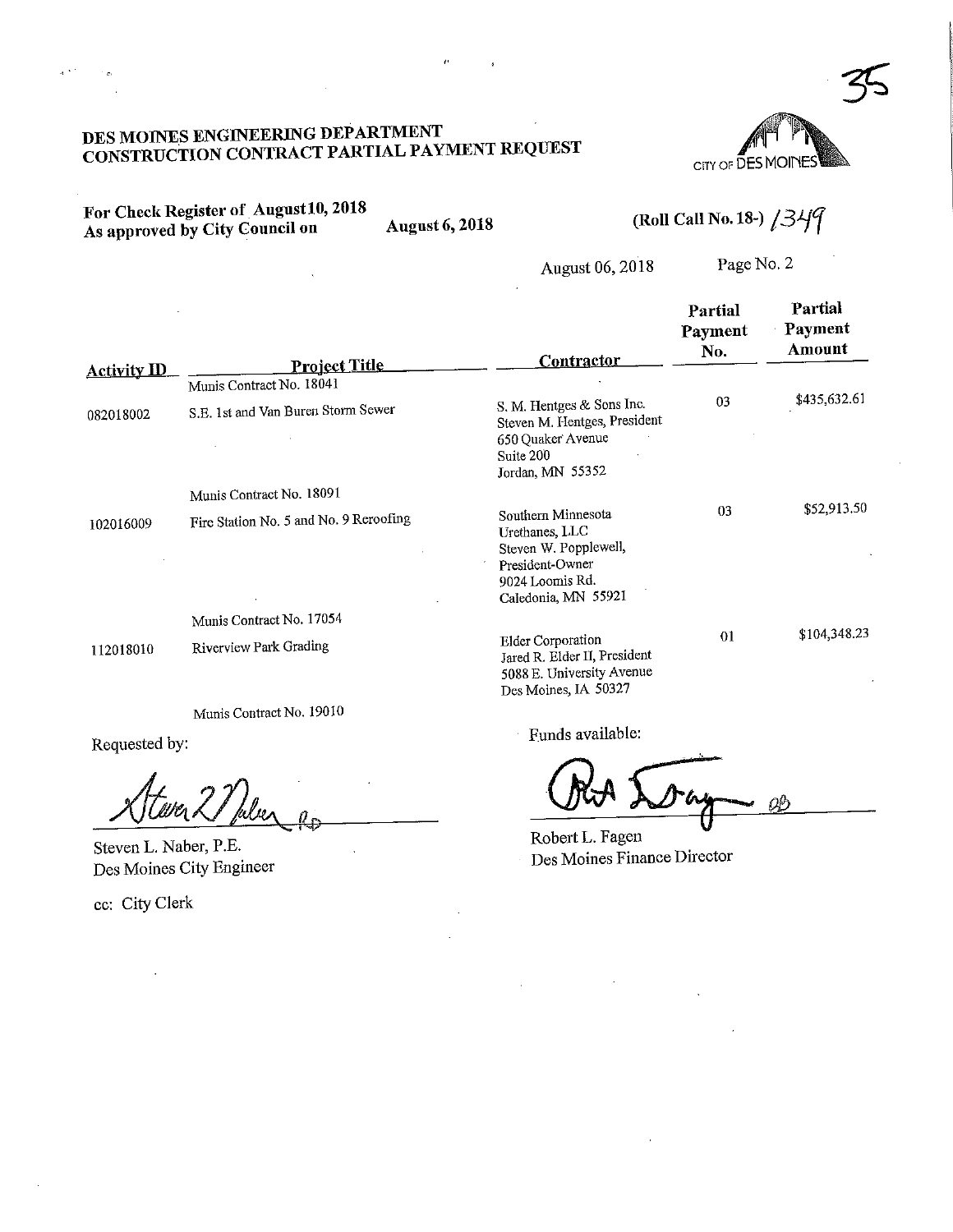35

# DES MOINES ENGINEERING DEPARTMENT
# CONSTRUCTION CONTRACT PARTIAL PAYMENT REQUEST

CITY OF DES MOINES

**For Check Register of August 10, 2018**
**As approved by City Council on** **August 6, 2018**

**(Roll Call No. 18-)** 1349

August 06, 2018 Page No. 2

| Activity ID | Project Title | Contractor | Partial Payment No. | Partial Payment Amount |
|---|---|---|---|---|
| | Munis Contract No. 18041 | | | |
| 082018002 | S.E. 1st and Van Buren Storm Sewer | S. M. Hentges & Sons Inc.<br>Steven M. Hentges, President<br>650 Quaker Avenue<br>Suite 200<br>Jordan, MN 55352 | 03 | $435,632.61 |
| | Munis Contract No. 18091 | | | |
| 102016009 | Fire Station No. 5 and No. 9 Reroofing | Southern Minnesota Urethanes, LLC<br>Steven W. Popplewell, President-Owner<br>9024 Loomis Rd.<br>Caledonia, MN 55921 | 03 | $52,913.50 |
| | Munis Contract No. 17054 | | | |
| 112018010 | Riverview Park Grading | Elder Corporation<br>Jared R. Elder II, President<br>5088 E. University Avenue<br>Des Moines, IA 50327 | 01 | $104,348.23 |
| | Munis Contract No. 19010 | | | |

Requested by:

Steven L. Naber, P.E.
Des Moines City Engineer

Funds available:

Robert L. Fagen
Des Moines Finance Director

cc: City Clerk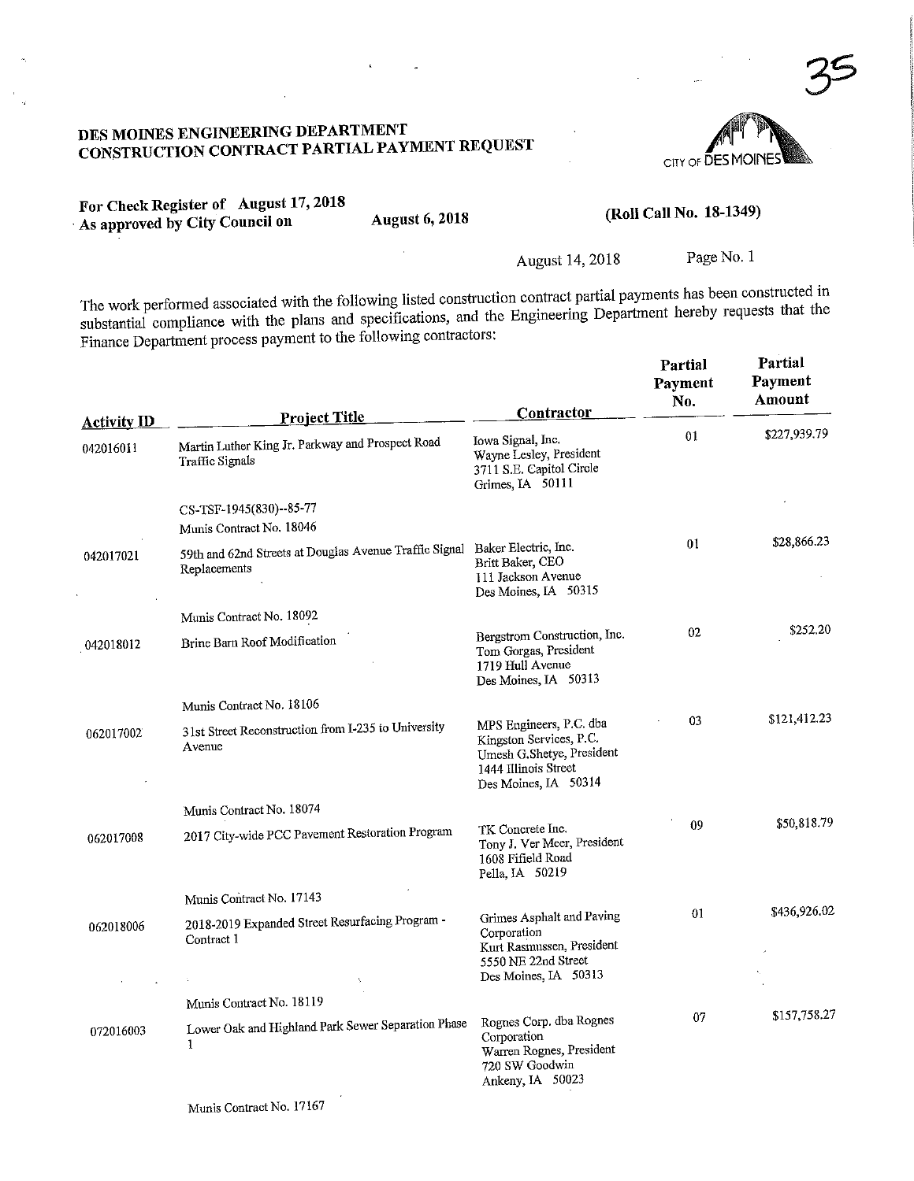35

# DES MOINES ENGINEERING DEPARTMENT
## CONSTRUCTION CONTRACT PARTIAL PAYMENT REQUEST

CITY OF DES MOINES

**For Check Register of August 17, 2018**
**As approved by City Council on August 6, 2018** **(Roll Call No. 18-1349)**

August 14, 2018 Page No. 1

The work performed associated with the following listed construction contract partial payments has been constructed in substantial compliance with the plans and specifications, and the Engineering Department hereby requests that the Finance Department process payment to the following contractors:

| Activity ID | Project Title | Contractor | Partial Payment No. | Partial Payment Amount |
|---|---|---|---|---|
| 042016011 | Martin Luther King Jr. Parkway and Prospect Road Traffic Signals<br><br>CS-TSF-1945(830)--85-77<br>Munis Contract No. 18046 | Iowa Signal, Inc.<br>Wayne Lesley, President<br>3711 S.E. Capitol Circle<br>Grimes, IA 50111 | 01 | $227,939.79 |
| 042017021 | 59th and 62nd Streets at Douglas Avenue Traffic Signal Replacements<br><br>Munis Contract No. 18092 | Baker Electric, Inc.<br>Britt Baker, CEO<br>111 Jackson Avenue<br>Des Moines, IA 50315 | 01 | $28,866.23 |
| 042018012 | Brine Barn Roof Modification<br><br>Munis Contract No. 18106 | Bergstrom Construction, Inc.<br>Tom Gorgas, President<br>1719 Hull Avenue<br>Des Moines, IA 50313 | 02 | $252.20 |
| 062017002 | 31st Street Reconstruction from I-235 to University Avenue<br><br>Munis Contract No. 18074 | MPS Engineers, P.C. dba Kingston Services, P.C.<br>Umesh G.Shetye, President<br>1444 Illinois Street<br>Des Moines, IA 50314 | 03 | $121,412.23 |
| 062017008 | 2017 City-wide PCC Pavement Restoration Program<br><br>Munis Contract No. 17143 | TK Concrete Inc.<br>Tony J. Ver Meer, President<br>1608 Fifield Road<br>Pella, IA 50219 | 09 | $50,818.79 |
| 062018006 | 2018-2019 Expanded Street Resurfacing Program - Contract 1<br><br>Munis Contract No. 18119 | Grimes Asphalt and Paving Corporation<br>Kurt Rasmussen, President<br>5550 NE 22nd Street<br>Des Moines, IA 50313 | 01 | $436,926.02 |
| 072016003 | Lower Oak and Highland Park Sewer Separation Phase 1<br><br>Munis Contract No. 17167 | Rognes Corp. dba Rognes Corporation<br>Warren Rognes, President<br>720 SW Goodwin<br>Ankeny, IA 50023 | 07 | $157,758.27 |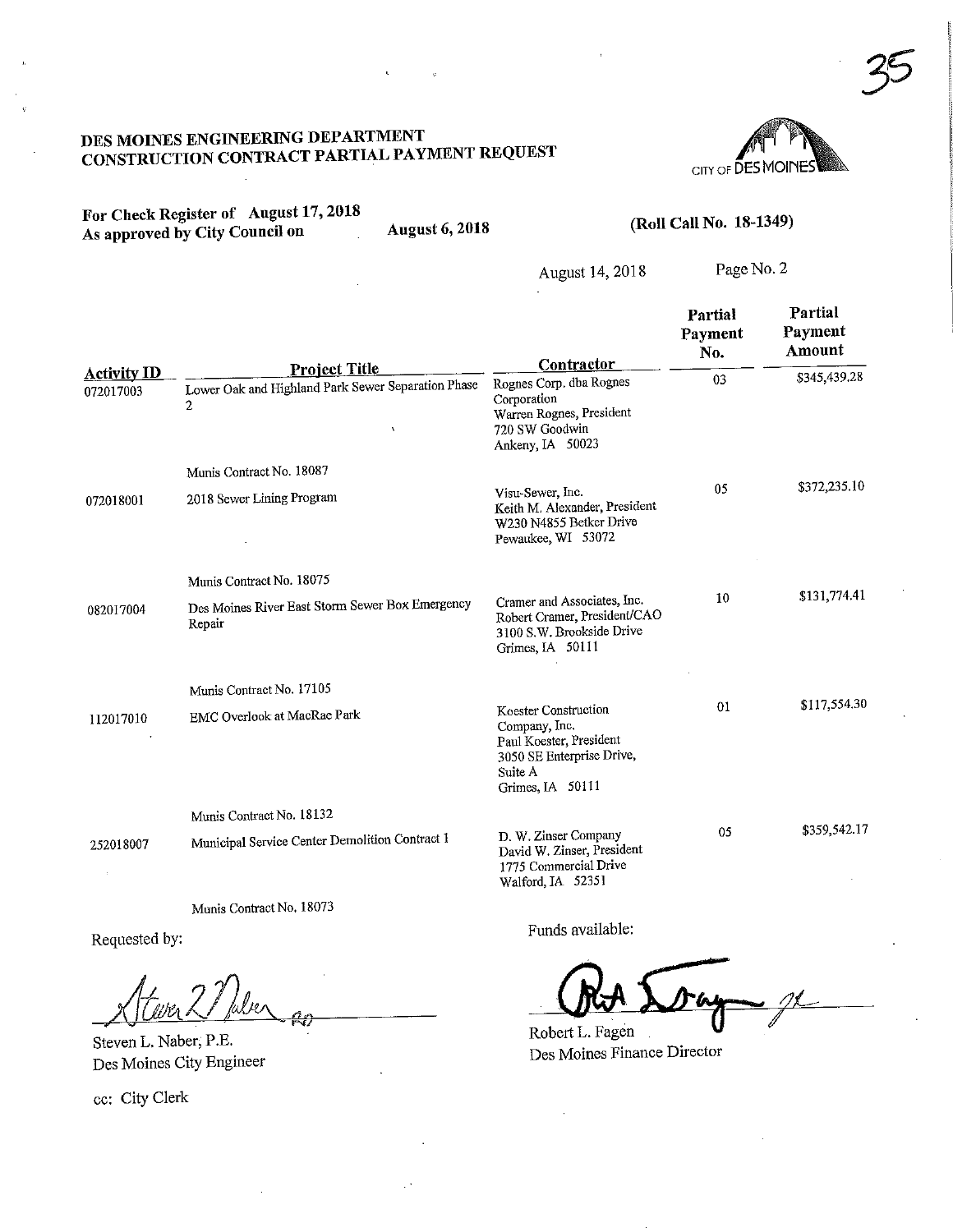35

## DES MOINES ENGINEERING DEPARTMENT
## CONSTRUCTION CONTRACT PARTIAL PAYMENT REQUEST

CITY OF DES MOINES

**For Check Register of August 17, 2018**
**As approved by City Council on August 6, 2018** **(Roll Call No. 18-1349)**

August 14, 2018 Page No. 2

| Activity ID | Project Title | Contractor | Partial Payment No. | Partial Payment Amount |
|---|---|---|---|---|
| 072017003 | Lower Oak and Highland Park Sewer Separation Phase 2<br><br>Munis Contract No. 18087 | Rognes Corp. dba Rognes Corporation<br>Warren Rognes, President<br>720 SW Goodwin<br>Ankeny, IA 50023 | 03 | $345,439.28 |
| 072018001 | 2018 Sewer Lining Program<br><br>Munis Contract No. 18075 | Visu-Sewer, Inc.<br>Keith M. Alexander, President<br>W230 N4855 Betker Drive<br>Pewaukee, WI 53072 | 05 | $372,235.10 |
| 082017004 | Des Moines River East Storm Sewer Box Emergency Repair<br><br>Munis Contract No. 17105 | Cramer and Associates, Inc.<br>Robert Cramer, President/CAO<br>3100 S.W. Brookside Drive<br>Grimes, IA 50111 | 10 | $131,774.41 |
| 112017010 | EMC Overlook at MacRae Park<br><br>Munis Contract No. 18132 | Koester Construction Company, Inc.<br>Paul Koester, President<br>3050 SE Enterprise Drive, Suite A<br>Grimes, IA 50111 | 01 | $117,554.30 |
| 252018007 | Municipal Service Center Demolition Contract 1<br><br>Munis Contract No. 18073 | D. W. Zinser Company<br>David W. Zinser, President<br>1775 Commercial Drive<br>Walford, IA 52351 | 05 | $359,542.17 |

Requested by:

Steven L. Naber, P.E.
Des Moines City Engineer

Funds available:

Robert L. Fagen
Des Moines Finance Director

cc: City Clerk